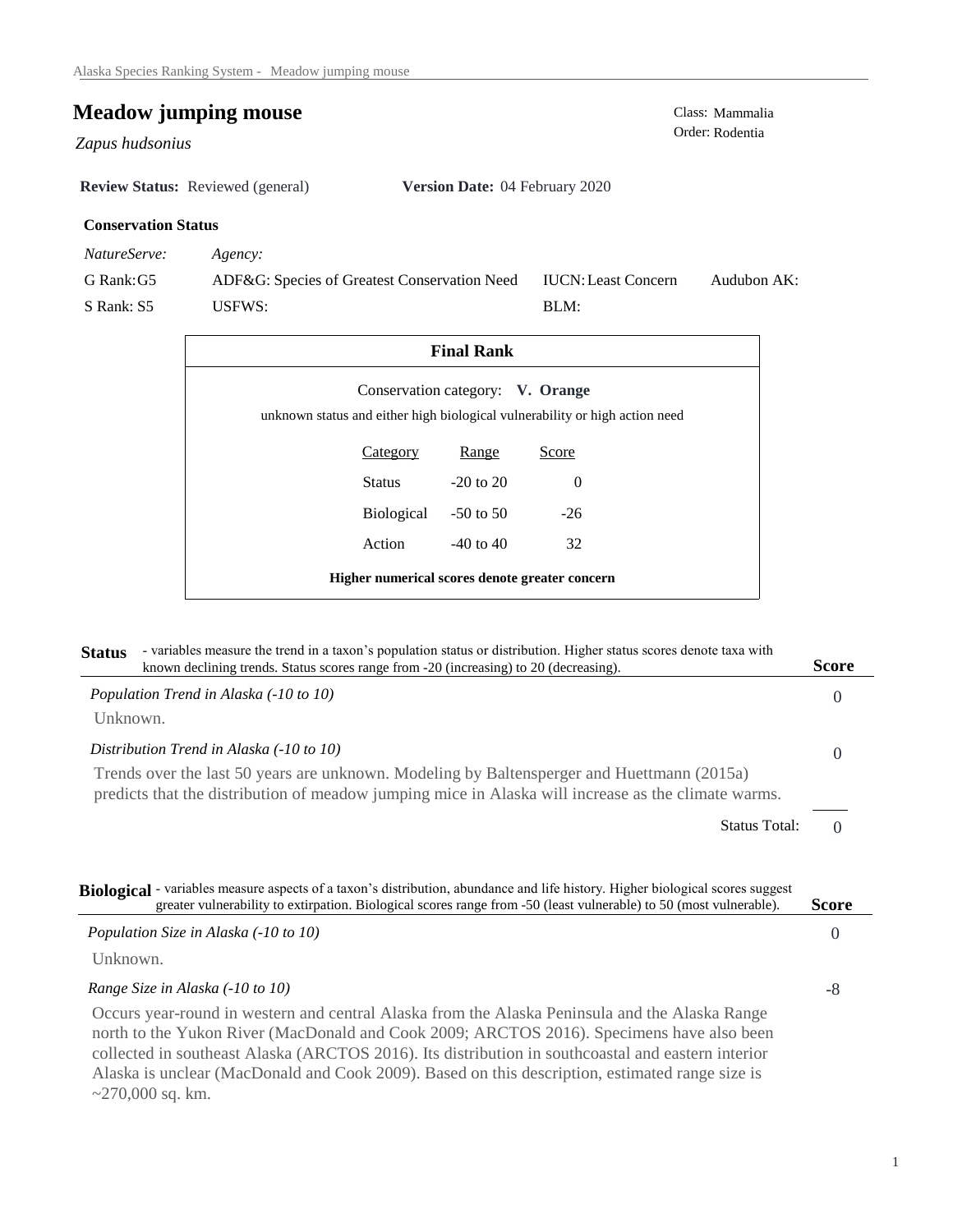# Meadow jumping mouse

*Zapus hudsonius*

Class: Mammalia
Order: Rodentia

**Review Status:** Reviewed (general) **Version Date:** 04 February 2020

### Conservation Status

| *NatureServe:* | *Agency:* | | |
|---|---|---|---|
| G Rank: G5 | ADF&G: Species of Greatest Conservation Need | IUCN: Least Concern | Audubon AK: |
| S Rank: S5 | USFWS: | BLM: | |

### Final Rank

Conservation category: **V. Orange**

unknown status and either high biological vulnerability or high action need

| Category | Range | Score |
|---|---|---|
| Status | -20 to 20 | 0 |
| Biological | -50 to 50 | -26 |
| Action | -40 to 40 | 32 |

**Higher numerical scores denote greater concern**

## Status

- variables measure the trend in a taxon's population status or distribution. Higher status scores denote taxa with known declining trends. Status scores range from -20 (increasing) to 20 (decreasing).

| | **Score** |
|---|---|
| *Population Trend in Alaska (-10 to 10)* | 0 |

Unknown.

| | |
|---|---|
| *Distribution Trend in Alaska (-10 to 10)* | 0 |

Trends over the last 50 years are unknown. Modeling by Baltensperger and Huettmann (2015a) predicts that the distribution of meadow jumping mice in Alaska will increase as the climate warms.

Status Total: 0

## Biological

- variables measure aspects of a taxon's distribution, abundance and life history. Higher biological scores suggest greater vulnerability to extirpation. Biological scores range from -50 (least vulnerable) to 50 (most vulnerable).

| | **Score** |
|---|---|
| *Population Size in Alaska (-10 to 10)* | 0 |

Unknown.

| | |
|---|---|
| *Range Size in Alaska (-10 to 10)* | -8 |

Occurs year-round in western and central Alaska from the Alaska Peninsula and the Alaska Range north to the Yukon River (MacDonald and Cook 2009; ARCTOS 2016). Specimens have also been collected in southeast Alaska (ARCTOS 2016). Its distribution in southcoastal and eastern interior Alaska is unclear (MacDonald and Cook 2009). Based on this description, estimated range size is ~270,000 sq. km.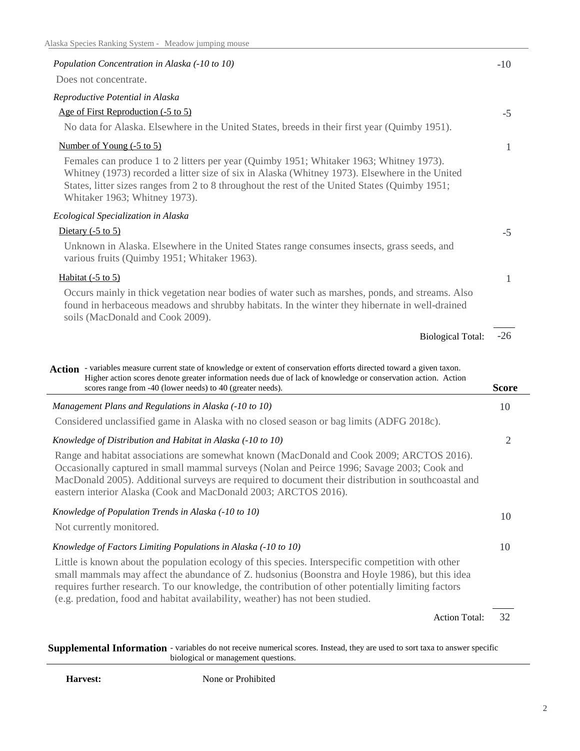*Population Concentration in Alaska (-10 to 10)* — -10

Does not concentrate.

*Reproductive Potential in Alaska*

Age of First Reproduction (-5 to 5) — -5

No data for Alaska. Elsewhere in the United States, breeds in their first year (Quimby 1951).

Number of Young (-5 to 5) — 1

Females can produce 1 to 2 litters per year (Quimby 1951; Whitaker 1963; Whitney 1973). Whitney (1973) recorded a litter size of six in Alaska (Whitney 1973). Elsewhere in the United States, litter sizes ranges from 2 to 8 throughout the rest of the United States (Quimby 1951; Whitaker 1963; Whitney 1973).

*Ecological Specialization in Alaska*

Dietary (-5 to 5) — -5

Unknown in Alaska. Elsewhere in the United States range consumes insects, grass seeds, and various fruits (Quimby 1951; Whitaker 1963).

Habitat (-5 to 5) — 1

Occurs mainly in thick vegetation near bodies of water such as marshes, ponds, and streams. Also found in herbaceous meadows and shrubby habitats. In the winter they hibernate in well-drained soils (MacDonald and Cook 2009).

Biological Total: -26

**Action** - variables measure current state of knowledge or extent of conservation efforts directed toward a given taxon. Higher action scores denote greater information needs due of lack of knowledge or conservation action. Action scores range from -40 (lower needs) to 40 (greater needs).

**Score**

*Management Plans and Regulations in Alaska (-10 to 10)* — 10

Considered unclassified game in Alaska with no closed season or bag limits (ADFG 2018c).

*Knowledge of Distribution and Habitat in Alaska (-10 to 10)* — 2

Range and habitat associations are somewhat known (MacDonald and Cook 2009; ARCTOS 2016). Occasionally captured in small mammal surveys (Nolan and Peirce 1996; Savage 2003; Cook and MacDonald 2005). Additional surveys are required to document their distribution in southcoastal and eastern interior Alaska (Cook and MacDonald 2003; ARCTOS 2016).

*Knowledge of Population Trends in Alaska (-10 to 10)* — 10

Not currently monitored.

*Knowledge of Factors Limiting Populations in Alaska (-10 to 10)* — 10

Little is known about the population ecology of this species. Interspecific competition with other small mammals may affect the abundance of Z. hudsonius (Boonstra and Hoyle 1986), but this idea requires further research. To our knowledge, the contribution of other potentially limiting factors (e.g. predation, food and habitat availability, weather) has not been studied.

Action Total: 32

**Supplemental Information** - variables do not receive numerical scores. Instead, they are used to sort taxa to answer specific biological or management questions.

**Harvest:** None or Prohibited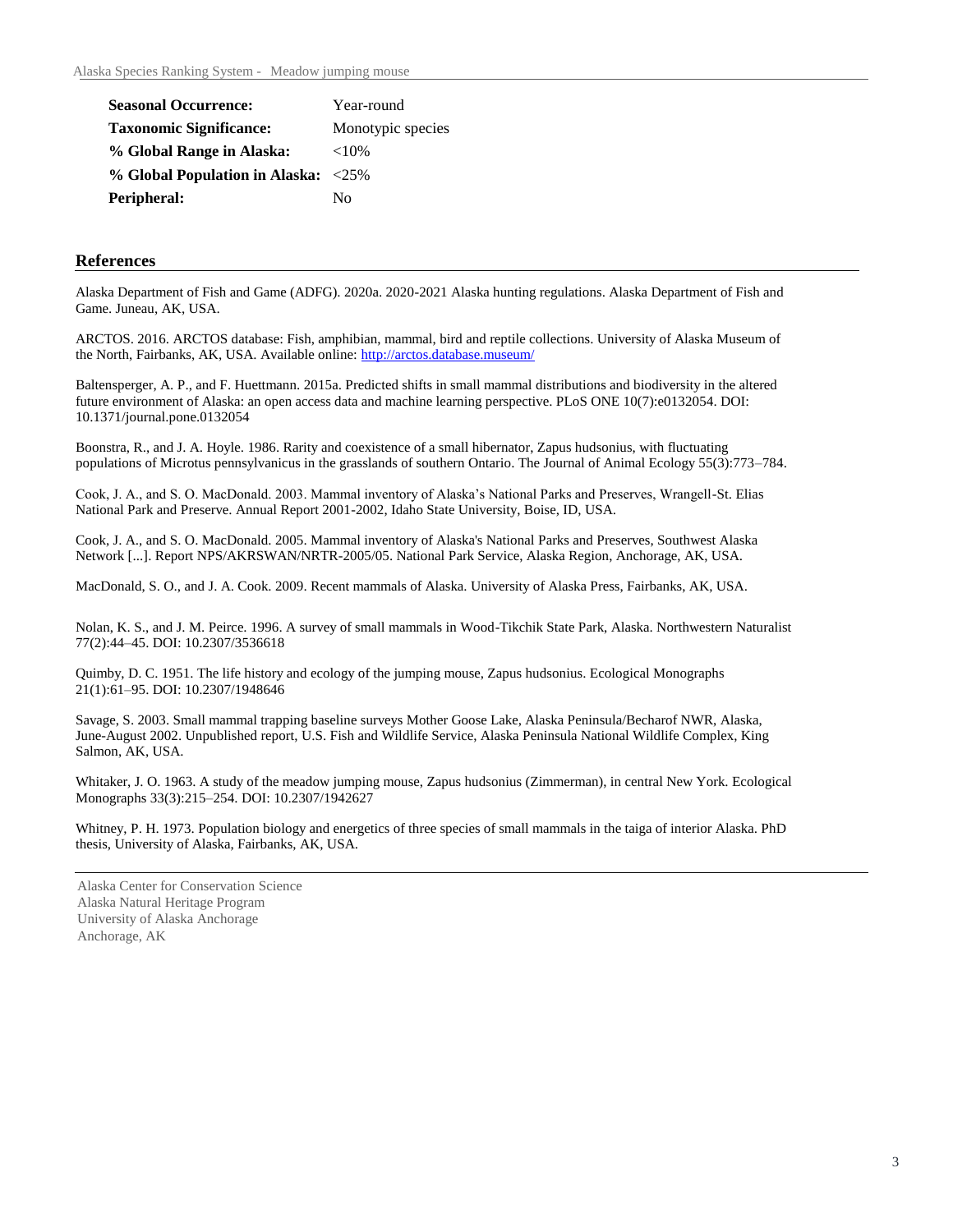| | |
|---|---|
| **Seasonal Occurrence:** | Year-round |
| **Taxonomic Significance:** | Monotypic species |
| **% Global Range in Alaska:** | <10% |
| **% Global Population in Alaska:** | <25% |
| **Peripheral:** | No |

## References

Alaska Department of Fish and Game (ADFG). 2020a. 2020-2021 Alaska hunting regulations. Alaska Department of Fish and Game. Juneau, AK, USA.

ARCTOS. 2016. ARCTOS database: Fish, amphibian, mammal, bird and reptile collections. University of Alaska Museum of the North, Fairbanks, AK, USA. Available online: http://arctos.database.museum/

Baltensperger, A. P., and F. Huettmann. 2015a. Predicted shifts in small mammal distributions and biodiversity in the altered future environment of Alaska: an open access data and machine learning perspective. PLoS ONE 10(7):e0132054. DOI: 10.1371/journal.pone.0132054

Boonstra, R., and J. A. Hoyle. 1986. Rarity and coexistence of a small hibernator, Zapus hudsonius, with fluctuating populations of Microtus pennsylvanicus in the grasslands of southern Ontario. The Journal of Animal Ecology 55(3):773–784.

Cook, J. A., and S. O. MacDonald. 2003. Mammal inventory of Alaska's National Parks and Preserves, Wrangell-St. Elias National Park and Preserve. Annual Report 2001-2002, Idaho State University, Boise, ID, USA.

Cook, J. A., and S. O. MacDonald. 2005. Mammal inventory of Alaska's National Parks and Preserves, Southwest Alaska Network [...]. Report NPS/AKRSWAN/NRTR-2005/05. National Park Service, Alaska Region, Anchorage, AK, USA.

MacDonald, S. O., and J. A. Cook. 2009. Recent mammals of Alaska. University of Alaska Press, Fairbanks, AK, USA.

Nolan, K. S., and J. M. Peirce. 1996. A survey of small mammals in Wood-Tikchik State Park, Alaska. Northwestern Naturalist 77(2):44–45. DOI: 10.2307/3536618

Quimby, D. C. 1951. The life history and ecology of the jumping mouse, Zapus hudsonius. Ecological Monographs 21(1):61–95. DOI: 10.2307/1948646

Savage, S. 2003. Small mammal trapping baseline surveys Mother Goose Lake, Alaska Peninsula/Becharof NWR, Alaska, June-August 2002. Unpublished report, U.S. Fish and Wildlife Service, Alaska Peninsula National Wildlife Complex, King Salmon, AK, USA.

Whitaker, J. O. 1963. A study of the meadow jumping mouse, Zapus hudsonius (Zimmerman), in central New York. Ecological Monographs 33(3):215–254. DOI: 10.2307/1942627

Whitney, P. H. 1973. Population biology and energetics of three species of small mammals in the taiga of interior Alaska. PhD thesis, University of Alaska, Fairbanks, AK, USA.